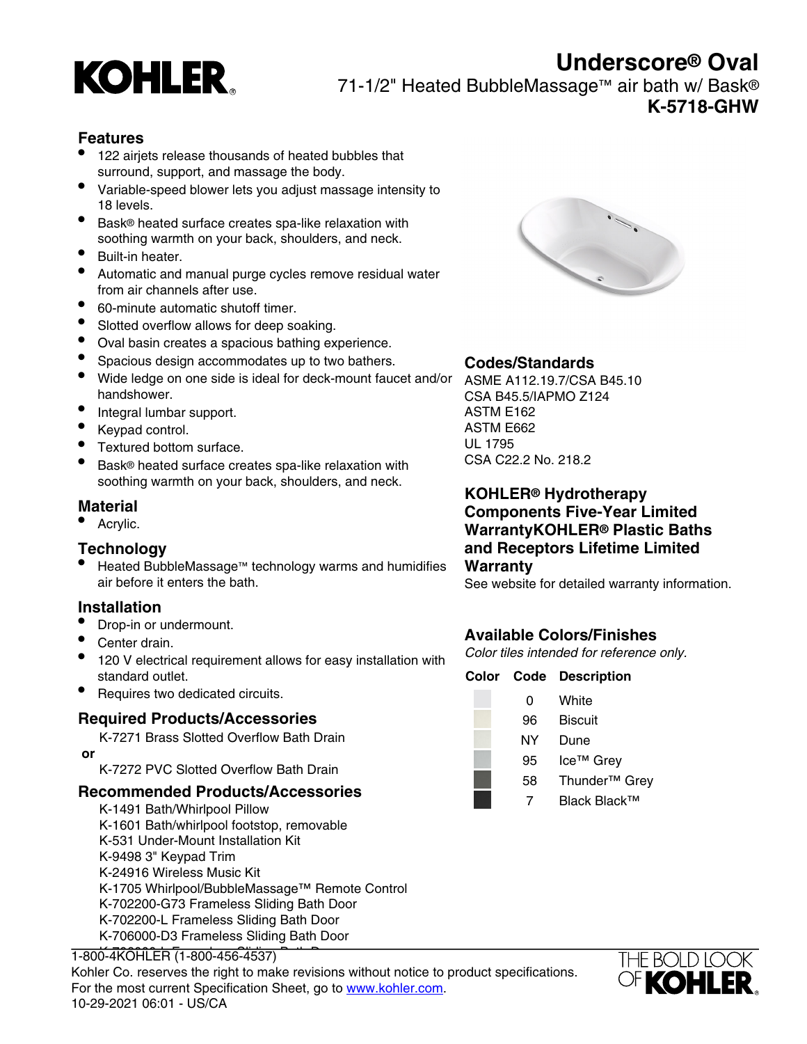KOHLER

# Underscore® Oval

71-1/2" Heated BubbleMassage™ air bath w/ Bask®

**K-5718-GHW**

## Features

- 122 airjets release thousands of heated bubbles that surround, support, and massage the body.
- Variable-speed blower lets you adjust massage intensity to 18 levels.
- Bask® heated surface creates spa-like relaxation with soothing warmth on your back, shoulders, and neck.
- Built-in heater.
- Automatic and manual purge cycles remove residual water from air channels after use.
- 60-minute automatic shutoff timer.
- Slotted overflow allows for deep soaking.
- Oval basin creates a spacious bathing experience.
- Spacious design accommodates up to two bathers.
- Wide ledge on one side is ideal for deck-mount faucet and/or handshower.
- Integral lumbar support.
- Keypad control.
- Textured bottom surface.
- Bask® heated surface creates spa-like relaxation with soothing warmth on your back, shoulders, and neck.

## Material

- Acrylic.

## Technology

- Heated BubbleMassage™ technology warms and humidifies air before it enters the bath.

## Installation

- Drop-in or undermount.
- Center drain.
- 120 V electrical requirement allows for easy installation with standard outlet.
- Requires two dedicated circuits.

## Required Products/Accessories

K-7271 Brass Slotted Overflow Bath Drain

**or**

K-7272 PVC Slotted Overflow Bath Drain

## Recommended Products/Accessories

K-1491 Bath/Whirlpool Pillow
K-1601 Bath/whirlpool footstop, removable
K-531 Under-Mount Installation Kit
K-9498 3" Keypad Trim
K-24916 Wireless Music Kit
K-1705 Whirlpool/BubbleMassage™ Remote Control
K-702200-G73 Frameless Sliding Bath Door
K-702200-L Frameless Sliding Bath Door
K-706000-D3 Frameless Sliding Bath Door

## Codes/Standards

ASME A112.19.7/CSA B45.10
CSA B45.5/IAPMO Z124
ASTM E162
ASTM E662
UL 1795
CSA C22.2 No. 218.2

## KOHLER® Hydrotherapy Components Five-Year Limited WarrantyKOHLER® Plastic Baths and Receptors Lifetime Limited Warranty

See website for detailed warranty information.

## Available Colors/Finishes

*Color tiles intended for reference only.*

| Color | Code | Description |
|---|---|---|
| | 0 | White |
| | 96 | Biscuit |
| | NY | Dune |
| | 95 | Ice™ Grey |
| | 58 | Thunder™ Grey |
| | 7 | Black Black™ |

1-800-4KOHLER (1-800-456-4537)
Kohler Co. reserves the right to make revisions without notice to product specifications.
For the most current Specification Sheet, go to www.kohler.com.
10-29-2021 06:01 - US/CA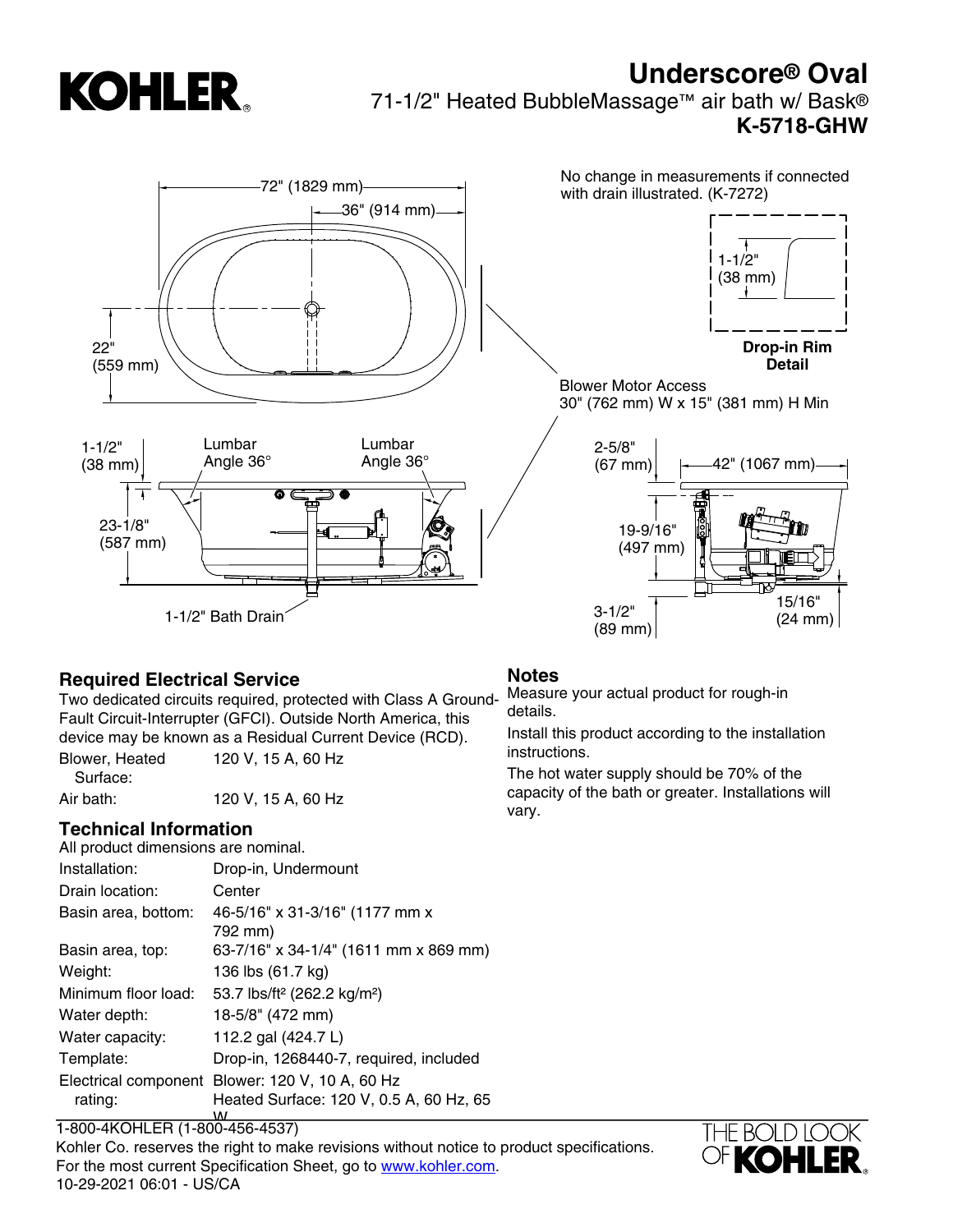# Underscore® Oval

71-1/2" Heated BubbleMassage™ air bath w/ Bask®

**K-5718-GHW**

72" (1829 mm)
36" (914 mm)
22" (559 mm)
No change in measurements if connected with drain illustrated. (K-7272)
1-1/2" (38 mm)
Drop-in Rim Detail
Blower Motor Access
30" (762 mm) W x 15" (381 mm) H Min
1-1/2" (38 mm)
Lumbar Angle 36°
Lumbar Angle 36°
23-1/8" (587 mm)
1-1/2" Bath Drain
2-5/8" (67 mm)
42" (1067 mm)
19-9/16" (497 mm)
3-1/2" (89 mm)
15/16" (24 mm)

## Required Electrical Service

Two dedicated circuits required, protected with Class A Ground-Fault Circuit-Interrupter (GFCI). Outside North America, this device may be known as a Residual Current Device (RCD).

| | |
|---|---|
| Blower, Heated Surface: | 120 V, 15 A, 60 Hz |
| Air bath: | 120 V, 15 A, 60 Hz |

## Technical Information

All product dimensions are nominal.

| | |
|---|---|
| Installation: | Drop-in, Undermount |
| Drain location: | Center |
| Basin area, bottom: | 46-5/16" x 31-3/16" (1177 mm x 792 mm) |
| Basin area, top: | 63-7/16" x 34-1/4" (1611 mm x 869 mm) |
| Weight: | 136 lbs (61.7 kg) |
| Minimum floor load: | 53.7 lbs/ft² (262.2 kg/m²) |
| Water depth: | 18-5/8" (472 mm) |
| Water capacity: | 112.2 gal (424.7 L) |
| Template: | Drop-in, 1268440-7, required, included |
| Electrical component rating: | Blower: 120 V, 10 A, 60 Hz<br>Heated Surface: 120 V, 0.5 A, 60 Hz, 65 W |

## Notes

Measure your actual product for rough-in details.

Install this product according to the installation instructions.

The hot water supply should be 70% of the capacity of the bath or greater. Installations will vary.

1-800-4KOHLER (1-800-456-4537)
Kohler Co. reserves the right to make revisions without notice to product specifications.
For the most current Specification Sheet, go to www.kohler.com.
10-29-2021 06:01 - US/CA